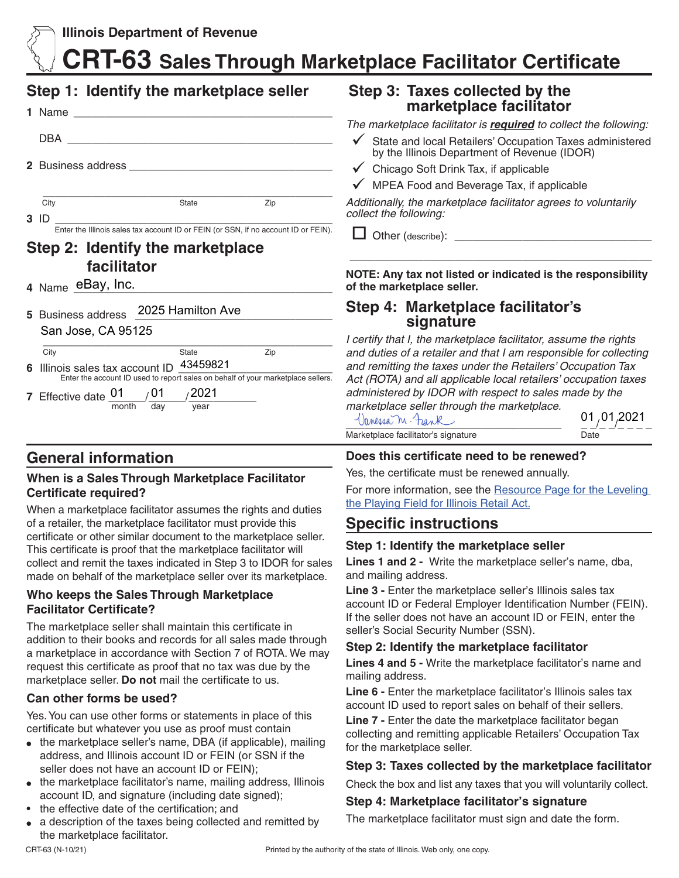Illinois Department of Revenue

# CRT-63 Sales Through Marketplace Facilitator Certificate

## Step 1: Identify the marketplace seller

**1** Name ______________________________

DBA ______________________________

**2** Business address ______________________________

City ________ State ________ Zip ________

**3** ID ______________________________

Enter the Illinois sales tax account ID or FEIN (or SSN, if no account ID or FEIN).

## Step 2: Identify the marketplace facilitator

**4** Name eBay, Inc.

**5** Business address 2025 Hamilton Ave

San Jose, CA 95125

City State Zip

**6** Illinois sales tax account ID 43459821

Enter the account ID used to report sales on behalf of your marketplace sellers.

**7** Effective date 01 / 01 / 2021 (month / day / year)

## Step 3: Taxes collected by the marketplace facilitator

*The marketplace facilitator is **required** to collect the following:*

- ✓ State and local Retailers' Occupation Taxes administered by the Illinois Department of Revenue (IDOR)
- ✓ Chicago Soft Drink Tax, if applicable
- ✓ MPEA Food and Beverage Tax, if applicable

*Additionally, the marketplace facilitator agrees to voluntarily collect the following:*

☐ Other (describe): ______________________________

**NOTE: Any tax not listed or indicated is the responsibility of the marketplace seller.**

## Step 4: Marketplace facilitator's signature

*I certify that I, the marketplace facilitator, assume the rights and duties of a retailer and that I am responsible for collecting and remitting the taxes under the Retailers' Occupation Tax Act (ROTA) and all applicable local retailers' occupation taxes administered by IDOR with respect to sales made by the marketplace seller through the marketplace.*

Vanessa M. Frank — Marketplace facilitator's signature

01/01/2021 — Date

## General information

### When is a Sales Through Marketplace Facilitator Certificate required?

When a marketplace facilitator assumes the rights and duties of a retailer, the marketplace facilitator must provide this certificate or other similar document to the marketplace seller. This certificate is proof that the marketplace facilitator will collect and remit the taxes indicated in Step 3 to IDOR for sales made on behalf of the marketplace seller over its marketplace.

### Who keeps the Sales Through Marketplace Facilitator Certificate?

The marketplace seller shall maintain this certificate in addition to their books and records for all sales made through a marketplace in accordance with Section 7 of ROTA. We may request this certificate as proof that no tax was due by the marketplace seller. **Do not** mail the certificate to us.

### Can other forms be used?

Yes. You can use other forms or statements in place of this certificate but whatever you use as proof must contain

- the marketplace seller's name, DBA (if applicable), mailing address, and Illinois account ID or FEIN (or SSN if the seller does not have an account ID or FEIN);
- the marketplace facilitator's name, mailing address, Illinois account ID, and signature (including date signed);
- the effective date of the certification; and
- a description of the taxes being collected and remitted by the marketplace facilitator.

### Does this certificate need to be renewed?

Yes, the certificate must be renewed annually.

For more information, see the Resource Page for the Leveling the Playing Field for Illinois Retail Act.

## Specific instructions

### Step 1: Identify the marketplace seller

**Lines 1 and 2 -** Write the marketplace seller's name, dba, and mailing address.

**Line 3 -** Enter the marketplace seller's Illinois sales tax account ID or Federal Employer Identification Number (FEIN). If the seller does not have an account ID or FEIN, enter the seller's Social Security Number (SSN).

### Step 2: Identify the marketplace facilitator

**Lines 4 and 5 -** Write the marketplace facilitator's name and mailing address.

**Line 6 -** Enter the marketplace facilitator's Illinois sales tax account ID used to report sales on behalf of their sellers.

**Line 7 -** Enter the date the marketplace facilitator began collecting and remitting applicable Retailers' Occupation Tax for the marketplace seller.

### Step 3: Taxes collected by the marketplace facilitator

Check the box and list any taxes that you will voluntarily collect.

### Step 4: Marketplace facilitator's signature

The marketplace facilitator must sign and date the form.

CRT-63 (N-10/21) Printed by the authority of the state of Illinois. Web only, one copy.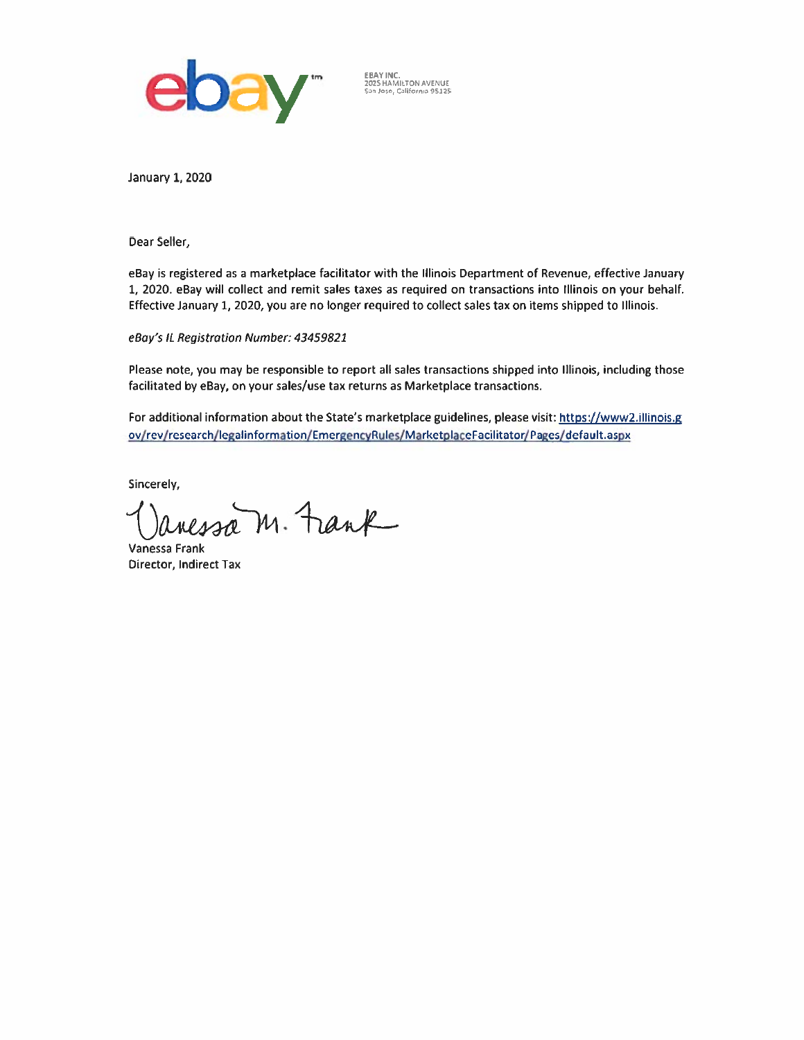ebay™

EBAY INC.
2025 HAMILTON AVENUE
San Jose, California 95125

January 1, 2020

Dear Seller,

eBay is registered as a marketplace facilitator with the Illinois Department of Revenue, effective January 1, 2020. eBay will collect and remit sales taxes as required on transactions into Illinois on your behalf. Effective January 1, 2020, you are no longer required to collect sales tax on items shipped to Illinois.

*eBay's IL Registration Number: 43459821*

Please note, you may be responsible to report all sales transactions shipped into Illinois, including those facilitated by eBay, on your sales/use tax returns as Marketplace transactions.

For additional information about the State's marketplace guidelines, please visit: https://www2.illinois.gov/rev/research/legalinformation/EmergencyRules/MarketplaceFacilitator/Pages/default.aspx

Sincerely,

Vanessa M. Frank

Vanessa Frank
Director, Indirect Tax